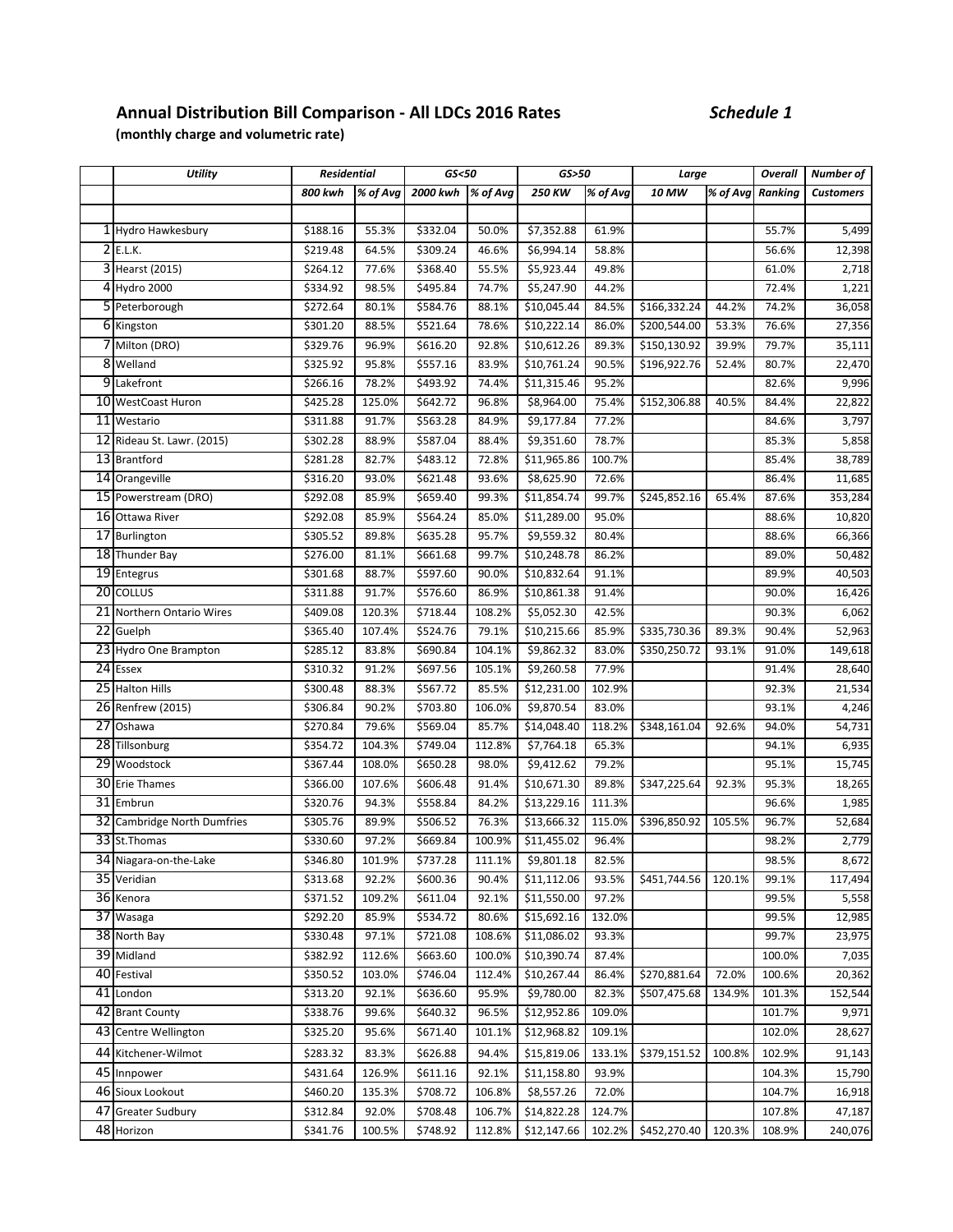## Annual Distribution Bill Comparison - All LDCs 2016 Rates *Schedule 1*

**(monthly charge and volumetric rate)**

| | *Utility* | *Residential* | | *GS<50* | | *GS>50* | | *Large* | | *Overall* | *Number of* |
|---|---|---|---|---|---|---|---|---|---|---|---|
| | | *800 kwh* | *% of Avg* | *2000 kwh* | *% of Avg* | *250 KW* | *% of Avg* | *10 MW* | *% of Avg* | *Ranking* | *Customers* |
| 1 | Hydro Hawkesbury | $188.16 | 55.3% | $332.04 | 50.0% | $7,352.88 | 61.9% | | | 55.7% | 5,499 |
| 2 | E.L.K. | $219.48 | 64.5% | $309.24 | 46.6% | $6,994.14 | 58.8% | | | 56.6% | 12,398 |
| 3 | Hearst (2015) | $264.12 | 77.6% | $368.40 | 55.5% | $5,923.44 | 49.8% | | | 61.0% | 2,718 |
| 4 | Hydro 2000 | $334.92 | 98.5% | $495.84 | 74.7% | $5,247.90 | 44.2% | | | 72.4% | 1,221 |
| 5 | Peterborough | $272.64 | 80.1% | $584.76 | 88.1% | $10,045.44 | 84.5% | $166,332.24 | 44.2% | 74.2% | 36,058 |
| 6 | Kingston | $301.20 | 88.5% | $521.64 | 78.6% | $10,222.14 | 86.0% | $200,544.00 | 53.3% | 76.6% | 27,356 |
| 7 | Milton (DRO) | $329.76 | 96.9% | $616.20 | 92.8% | $10,612.26 | 89.3% | $150,130.92 | 39.9% | 79.7% | 35,111 |
| 8 | Welland | $325.92 | 95.8% | $557.16 | 83.9% | $10,761.24 | 90.5% | $196,922.76 | 52.4% | 80.7% | 22,470 |
| 9 | Lakefront | $266.16 | 78.2% | $493.92 | 74.4% | $11,315.46 | 95.2% | | | 82.6% | 9,996 |
| 10 | WestCoast Huron | $425.28 | 125.0% | $642.72 | 96.8% | $8,964.00 | 75.4% | $152,306.88 | 40.5% | 84.4% | 22,822 |
| 11 | Westario | $311.88 | 91.7% | $563.28 | 84.9% | $9,177.84 | 77.2% | | | 84.6% | 3,797 |
| 12 | Rideau St. Lawr. (2015) | $302.28 | 88.9% | $587.04 | 88.4% | $9,351.60 | 78.7% | | | 85.3% | 5,858 |
| 13 | Brantford | $281.28 | 82.7% | $483.12 | 72.8% | $11,965.86 | 100.7% | | | 85.4% | 38,789 |
| 14 | Orangeville | $316.20 | 93.0% | $621.48 | 93.6% | $8,625.90 | 72.6% | | | 86.4% | 11,685 |
| 15 | Powerstream (DRO) | $292.08 | 85.9% | $659.40 | 99.3% | $11,854.74 | 99.7% | $245,852.16 | 65.4% | 87.6% | 353,284 |
| 16 | Ottawa River | $292.08 | 85.9% | $564.24 | 85.0% | $11,289.00 | 95.0% | | | 88.6% | 10,820 |
| 17 | Burlington | $305.52 | 89.8% | $635.28 | 95.7% | $9,559.32 | 80.4% | | | 88.6% | 66,366 |
| 18 | Thunder Bay | $276.00 | 81.1% | $661.68 | 99.7% | $10,248.78 | 86.2% | | | 89.0% | 50,482 |
| 19 | Entegrus | $301.68 | 88.7% | $597.60 | 90.0% | $10,832.64 | 91.1% | | | 89.9% | 40,503 |
| 20 | COLLUS | $311.88 | 91.7% | $576.60 | 86.9% | $10,861.38 | 91.4% | | | 90.0% | 16,426 |
| 21 | Northern Ontario Wires | $409.08 | 120.3% | $718.44 | 108.2% | $5,052.30 | 42.5% | | | 90.3% | 6,062 |
| 22 | Guelph | $365.40 | 107.4% | $524.76 | 79.1% | $10,215.66 | 85.9% | $335,730.36 | 89.3% | 90.4% | 52,963 |
| 23 | Hydro One Brampton | $285.12 | 83.8% | $690.84 | 104.1% | $9,862.32 | 83.0% | $350,250.72 | 93.1% | 91.0% | 149,618 |
| 24 | Essex | $310.32 | 91.2% | $697.56 | 105.1% | $9,260.58 | 77.9% | | | 91.4% | 28,640 |
| 25 | Halton Hills | $300.48 | 88.3% | $567.72 | 85.5% | $12,231.00 | 102.9% | | | 92.3% | 21,534 |
| 26 | Renfrew (2015) | $306.84 | 90.2% | $703.80 | 106.0% | $9,870.54 | 83.0% | | | 93.1% | 4,246 |
| 27 | Oshawa | $270.84 | 79.6% | $569.04 | 85.7% | $14,048.40 | 118.2% | $348,161.04 | 92.6% | 94.0% | 54,731 |
| 28 | Tillsonburg | $354.72 | 104.3% | $749.04 | 112.8% | $7,764.18 | 65.3% | | | 94.1% | 6,935 |
| 29 | Woodstock | $367.44 | 108.0% | $650.28 | 98.0% | $9,412.62 | 79.2% | | | 95.1% | 15,745 |
| 30 | Erie Thames | $366.00 | 107.6% | $606.48 | 91.4% | $10,671.30 | 89.8% | $347,225.64 | 92.3% | 95.3% | 18,265 |
| 31 | Embrun | $320.76 | 94.3% | $558.84 | 84.2% | $13,229.16 | 111.3% | | | 96.6% | 1,985 |
| 32 | Cambridge North Dumfries | $305.76 | 89.9% | $506.52 | 76.3% | $13,666.32 | 115.0% | $396,850.92 | 105.5% | 96.7% | 52,684 |
| 33 | St.Thomas | $330.60 | 97.2% | $669.84 | 100.9% | $11,455.02 | 96.4% | | | 98.2% | 2,779 |
| 34 | Niagara-on-the-Lake | $346.80 | 101.9% | $737.28 | 111.1% | $9,801.18 | 82.5% | | | 98.5% | 8,672 |
| 35 | Veridian | $313.68 | 92.2% | $600.36 | 90.4% | $11,112.06 | 93.5% | $451,744.56 | 120.1% | 99.1% | 117,494 |
| 36 | Kenora | $371.52 | 109.2% | $611.04 | 92.1% | $11,550.00 | 97.2% | | | 99.5% | 5,558 |
| 37 | Wasaga | $292.20 | 85.9% | $534.72 | 80.6% | $15,692.16 | 132.0% | | | 99.5% | 12,985 |
| 38 | North Bay | $330.48 | 97.1% | $721.08 | 108.6% | $11,086.02 | 93.3% | | | 99.7% | 23,975 |
| 39 | Midland | $382.92 | 112.6% | $663.60 | 100.0% | $10,390.74 | 87.4% | | | 100.0% | 7,035 |
| 40 | Festival | $350.52 | 103.0% | $746.04 | 112.4% | $10,267.44 | 86.4% | $270,881.64 | 72.0% | 100.6% | 20,362 |
| 41 | London | $313.20 | 92.1% | $636.60 | 95.9% | $9,780.00 | 82.3% | $507,475.68 | 134.9% | 101.3% | 152,544 |
| 42 | Brant County | $338.76 | 99.6% | $640.32 | 96.5% | $12,952.86 | 109.0% | | | 101.7% | 9,971 |
| 43 | Centre Wellington | $325.20 | 95.6% | $671.40 | 101.1% | $12,968.82 | 109.1% | | | 102.0% | 28,627 |
| 44 | Kitchener-Wilmot | $283.32 | 83.3% | $626.88 | 94.4% | $15,819.06 | 133.1% | $379,151.52 | 100.8% | 102.9% | 91,143 |
| 45 | Innpower | $431.64 | 126.9% | $611.16 | 92.1% | $11,158.80 | 93.9% | | | 104.3% | 15,790 |
| 46 | Sioux Lookout | $460.20 | 135.3% | $708.72 | 106.8% | $8,557.26 | 72.0% | | | 104.7% | 16,918 |
| 47 | Greater Sudbury | $312.84 | 92.0% | $708.48 | 106.7% | $14,822.28 | 124.7% | | | 107.8% | 47,187 |
| 48 | Horizon | $341.76 | 100.5% | $748.92 | 112.8% | $12,147.66 | 102.2% | $452,270.40 | 120.3% | 108.9% | 240,076 |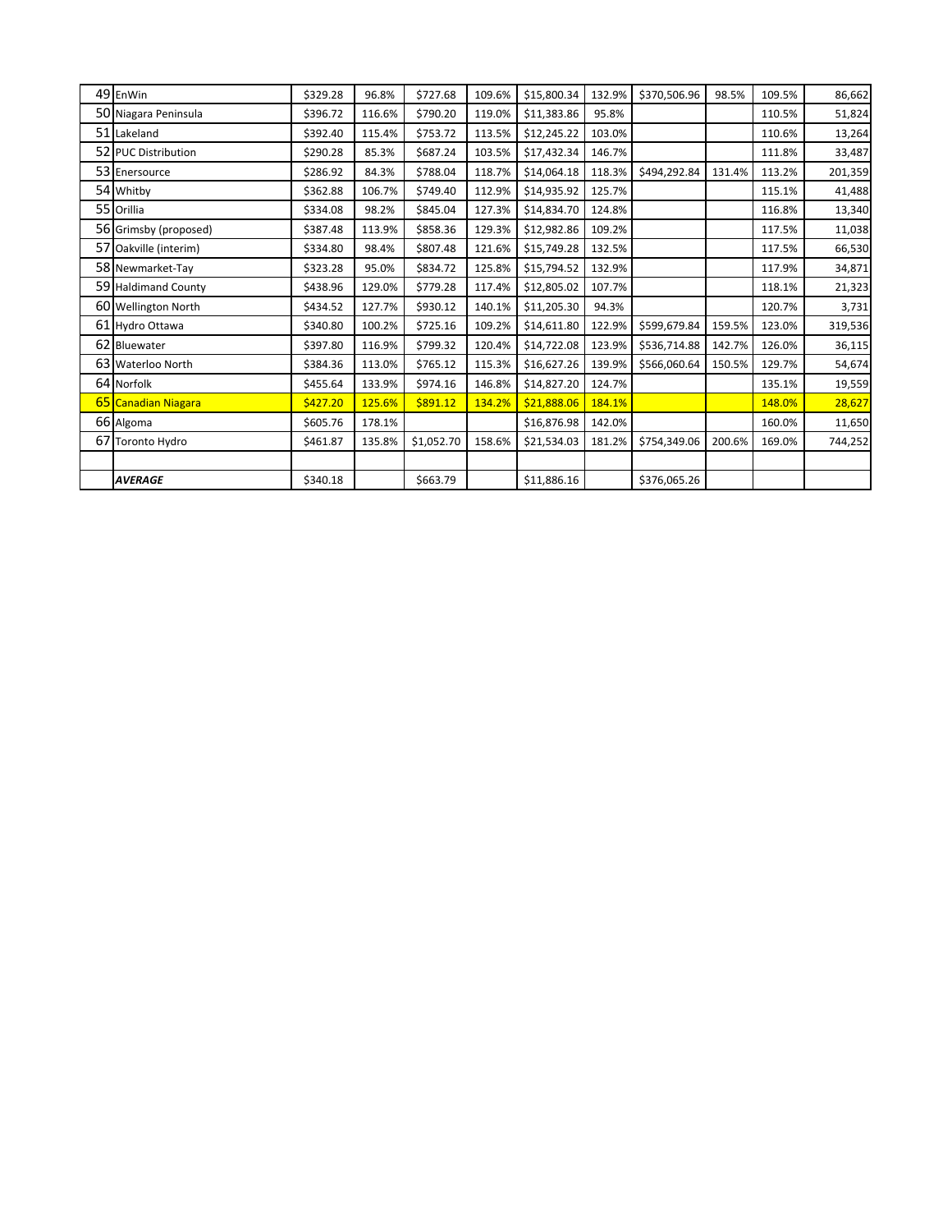| | | | | | | | | | | | |
|---|---|---|---|---|---|---|---|---|---|---|---|
| 49 | EnWin | $329.28 | 96.8% | $727.68 | 109.6% | $15,800.34 | 132.9% | $370,506.96 | 98.5% | 109.5% | 86,662 |
| 50 | Niagara Peninsula | $396.72 | 116.6% | $790.20 | 119.0% | $11,383.86 | 95.8% | | | 110.5% | 51,824 |
| 51 | Lakeland | $392.40 | 115.4% | $753.72 | 113.5% | $12,245.22 | 103.0% | | | 110.6% | 13,264 |
| 52 | PUC Distribution | $290.28 | 85.3% | $687.24 | 103.5% | $17,432.34 | 146.7% | | | 111.8% | 33,487 |
| 53 | Enersource | $286.92 | 84.3% | $788.04 | 118.7% | $14,064.18 | 118.3% | $494,292.84 | 131.4% | 113.2% | 201,359 |
| 54 | Whitby | $362.88 | 106.7% | $749.40 | 112.9% | $14,935.92 | 125.7% | | | 115.1% | 41,488 |
| 55 | Orillia | $334.08 | 98.2% | $845.04 | 127.3% | $14,834.70 | 124.8% | | | 116.8% | 13,340 |
| 56 | Grimsby (proposed) | $387.48 | 113.9% | $858.36 | 129.3% | $12,982.86 | 109.2% | | | 117.5% | 11,038 |
| 57 | Oakville (interim) | $334.80 | 98.4% | $807.48 | 121.6% | $15,749.28 | 132.5% | | | 117.5% | 66,530 |
| 58 | Newmarket-Tay | $323.28 | 95.0% | $834.72 | 125.8% | $15,794.52 | 132.9% | | | 117.9% | 34,871 |
| 59 | Haldimand County | $438.96 | 129.0% | $779.28 | 117.4% | $12,805.02 | 107.7% | | | 118.1% | 21,323 |
| 60 | Wellington North | $434.52 | 127.7% | $930.12 | 140.1% | $11,205.30 | 94.3% | | | 120.7% | 3,731 |
| 61 | Hydro Ottawa | $340.80 | 100.2% | $725.16 | 109.2% | $14,611.80 | 122.9% | $599,679.84 | 159.5% | 123.0% | 319,536 |
| 62 | Bluewater | $397.80 | 116.9% | $799.32 | 120.4% | $14,722.08 | 123.9% | $536,714.88 | 142.7% | 126.0% | 36,115 |
| 63 | Waterloo North | $384.36 | 113.0% | $765.12 | 115.3% | $16,627.26 | 139.9% | $566,060.64 | 150.5% | 129.7% | 54,674 |
| 64 | Norfolk | $455.64 | 133.9% | $974.16 | 146.8% | $14,827.20 | 124.7% | | | 135.1% | 19,559 |
| 65 | Canadian Niagara | $427.20 | 125.6% | $891.12 | 134.2% | $21,888.06 | 184.1% | | | 148.0% | 28,627 |
| 66 | Algoma | $605.76 | 178.1% | | | $16,876.98 | 142.0% | | | 160.0% | 11,650 |
| 67 | Toronto Hydro | $461.87 | 135.8% | $1,052.70 | 158.6% | $21,534.03 | 181.2% | $754,349.06 | 200.6% | 169.0% | 744,252 |
| | | | | | | | | | | | |
| | ***AVERAGE*** | $340.18 | | $663.79 | | $11,886.16 | | $376,065.26 | | | |